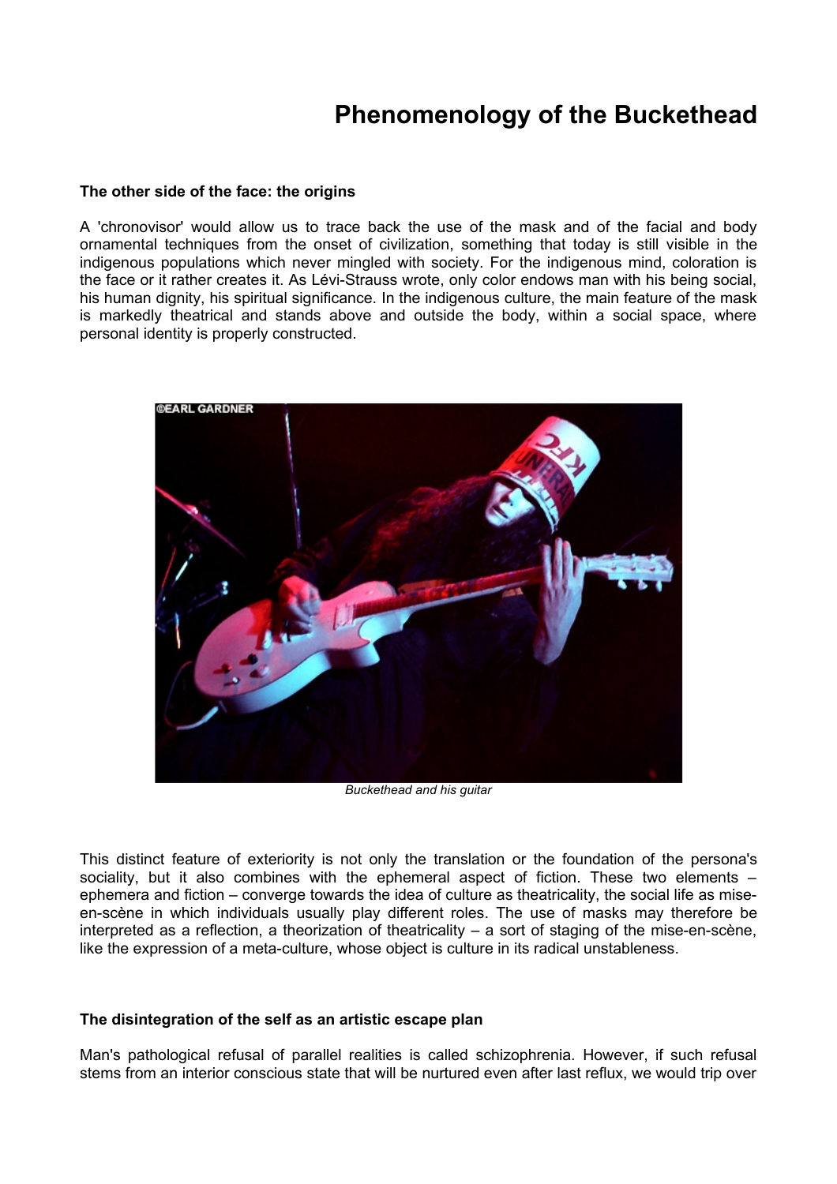# Phenomenology of the Buckethead

**The other side of the face: the origins**

A 'chronovisor' would allow us to trace back the use of the mask and of the facial and body ornamental techniques from the onset of civilization, something that today is still visible in the indigenous populations which never mingled with society. For the indigenous mind, coloration is the face or it rather creates it. As Lévi-Strauss wrote, only color endows man with his being social, his human dignity, his spiritual significance. In the indigenous culture, the main feature of the mask is markedly theatrical and stands above and outside the body, within a social space, where personal identity is properly constructed.

*Buckethead and his guitar*

This distinct feature of exteriority is not only the translation or the foundation of the persona's sociality, but it also combines with the ephemeral aspect of fiction. These two elements – ephemera and fiction – converge towards the idea of culture as theatricality, the social life as mise-en-scène in which individuals usually play different roles. The use of masks may therefore be interpreted as a reflection, a theorization of theatricality – a sort of staging of the mise-en-scène, like the expression of a meta-culture, whose object is culture in its radical unstableness.

**The disintegration of the self as an artistic escape plan**

Man's pathological refusal of parallel realities is called schizophrenia. However, if such refusal stems from an interior conscious state that will be nurtured even after last reflux, we would trip over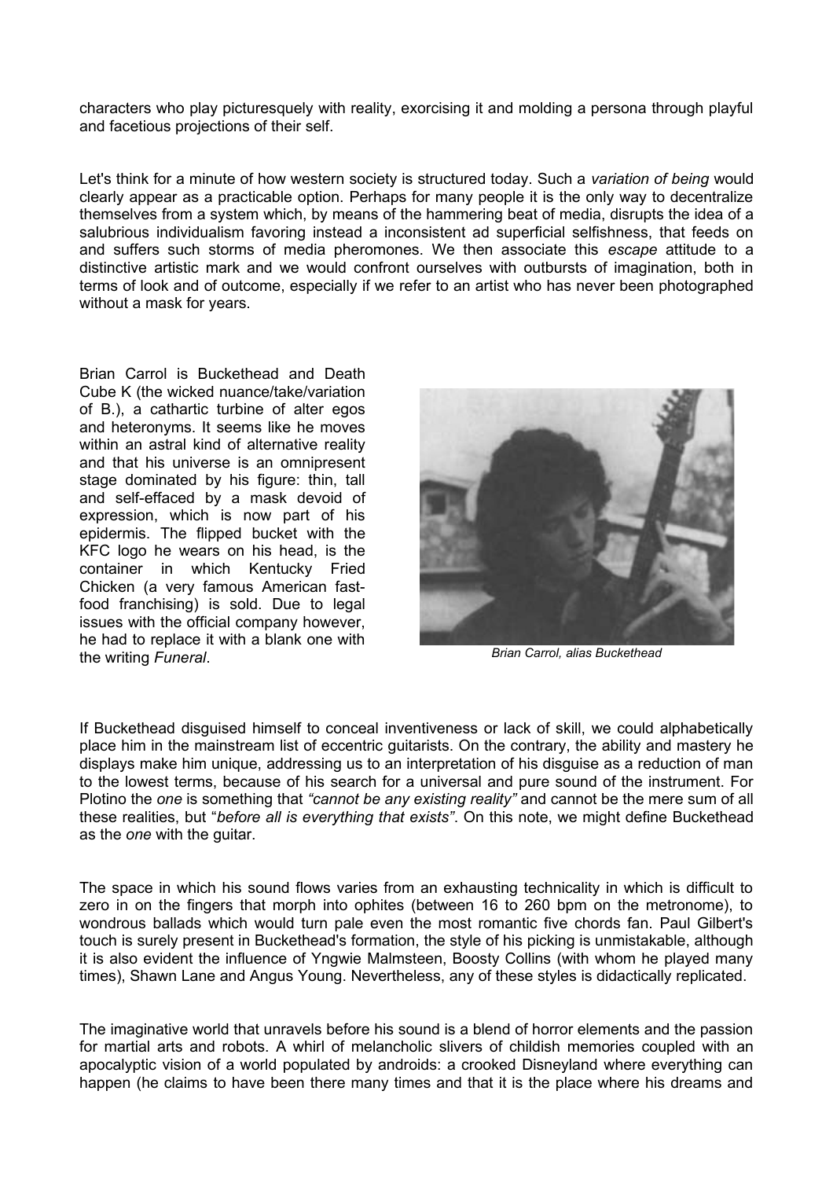characters who play picturesquely with reality, exorcising it and molding a persona through playful and facetious projections of their self.

Let's think for a minute of how western society is structured today. Such a *variation of being* would clearly appear as a practicable option. Perhaps for many people it is the only way to decentralize themselves from a system which, by means of the hammering beat of media, disrupts the idea of a salubrious individualism favoring instead a inconsistent ad superficial selfishness, that feeds on and suffers such storms of media pheromones. We then associate this *escape* attitude to a distinctive artistic mark and we would confront ourselves with outbursts of imagination, both in terms of look and of outcome, especially if we refer to an artist who has never been photographed without a mask for years.

Brian Carrol is Buckethead and Death Cube K (the wicked nuance/take/variation of B.), a cathartic turbine of alter egos and heteronyms. It seems like he moves within an astral kind of alternative reality and that his universe is an omnipresent stage dominated by his figure: thin, tall and self-effaced by a mask devoid of expression, which is now part of his epidermis. The flipped bucket with the KFC logo he wears on his head, is the container in which Kentucky Fried Chicken (a very famous American fast-food franchising) is sold. Due to legal issues with the official company however, he had to replace it with a blank one with the writing *Funeral*.

*Brian Carrol, alias Buckethead*

If Buckethead disguised himself to conceal inventiveness or lack of skill, we could alphabetically place him in the mainstream list of eccentric guitarists. On the contrary, the ability and mastery he displays make him unique, addressing us to an interpretation of his disguise as a reduction of man to the lowest terms, because of his search for a universal and pure sound of the instrument. For Plotino the *one* is something that *"cannot be any existing reality"* and cannot be the mere sum of all these realities, but "*before all is everything that exists"*. On this note, we might define Buckethead as the *one* with the guitar.

The space in which his sound flows varies from an exhausting technicality in which is difficult to zero in on the fingers that morph into ophites (between 16 to 260 bpm on the metronome), to wondrous ballads which would turn pale even the most romantic five chords fan. Paul Gilbert's touch is surely present in Buckethead's formation, the style of his picking is unmistakable, although it is also evident the influence of Yngwie Malmsteen, Boosty Collins (with whom he played many times), Shawn Lane and Angus Young. Nevertheless, any of these styles is didactically replicated.

The imaginative world that unravels before his sound is a blend of horror elements and the passion for martial arts and robots. A whirl of melancholic slivers of childish memories coupled with an apocalyptic vision of a world populated by androids: a crooked Disneyland where everything can happen (he claims to have been there many times and that it is the place where his dreams and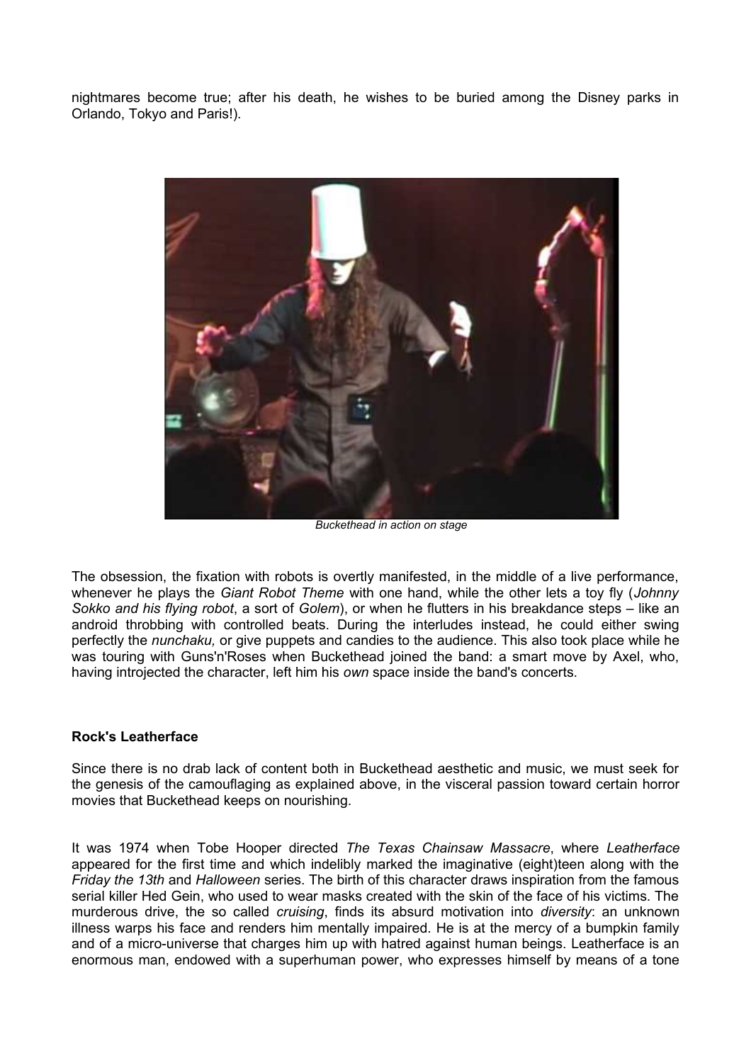nightmares become true; after his death, he wishes to be buried among the Disney parks in Orlando, Tokyo and Paris!).

*Buckethead in action on stage*

The obsession, the fixation with robots is overtly manifested, in the middle of a live performance, whenever he plays the *Giant Robot Theme* with one hand, while the other lets a toy fly (*Johnny Sokko and his flying robot*, a sort of *Golem*), or when he flutters in his breakdance steps – like an android throbbing with controlled beats. During the interludes instead, he could either swing perfectly the *nunchaku,* or give puppets and candies to the audience. This also took place while he was touring with Guns'n'Roses when Buckethead joined the band: a smart move by Axel, who, having introjected the character, left him his *own* space inside the band's concerts.

**Rock's Leatherface**

Since there is no drab lack of content both in Buckethead aesthetic and music, we must seek for the genesis of the camouflaging as explained above, in the visceral passion toward certain horror movies that Buckethead keeps on nourishing.

It was 1974 when Tobe Hooper directed *The Texas Chainsaw Massacre*, where *Leatherface* appeared for the first time and which indelibly marked the imaginative (eight)teen along with the *Friday the 13th* and *Halloween* series. The birth of this character draws inspiration from the famous serial killer Hed Gein, who used to wear masks created with the skin of the face of his victims. The murderous drive, the so called *cruising*, finds its absurd motivation into *diversity*: an unknown illness warps his face and renders him mentally impaired. He is at the mercy of a bumpkin family and of a micro-universe that charges him up with hatred against human beings. Leatherface is an enormous man, endowed with a superhuman power, who expresses himself by means of a tone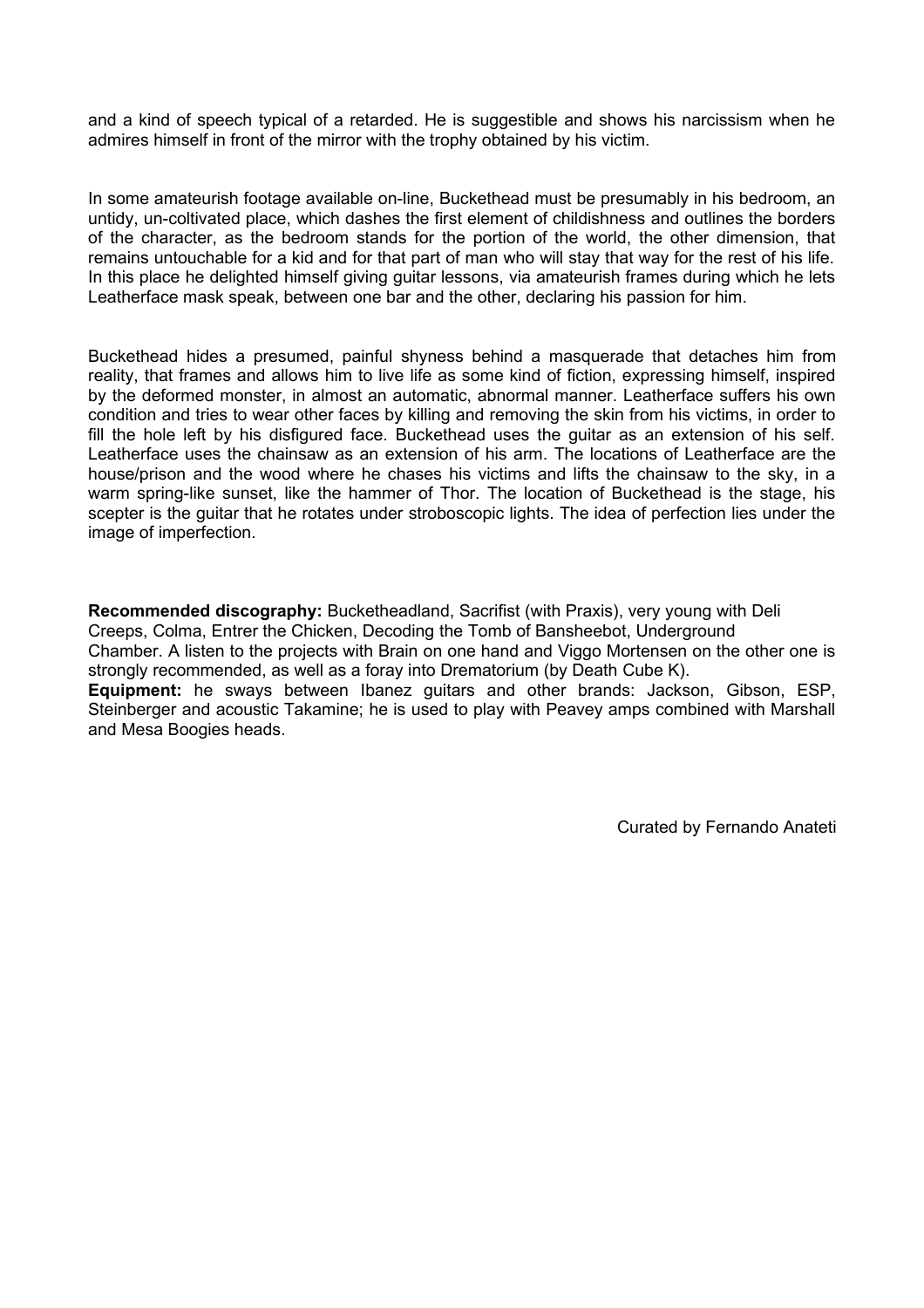and a kind of speech typical of a retarded. He is suggestible and shows his narcissism when he admires himself in front of the mirror with the trophy obtained by his victim.

In some amateurish footage available on-line, Buckethead must be presumably in his bedroom, an untidy, un-coltivated place, which dashes the first element of childishness and outlines the borders of the character, as the bedroom stands for the portion of the world, the other dimension, that remains untouchable for a kid and for that part of man who will stay that way for the rest of his life. In this place he delighted himself giving guitar lessons, via amateurish frames during which he lets Leatherface mask speak, between one bar and the other, declaring his passion for him.

Buckethead hides a presumed, painful shyness behind a masquerade that detaches him from reality, that frames and allows him to live life as some kind of fiction, expressing himself, inspired by the deformed monster, in almost an automatic, abnormal manner. Leatherface suffers his own condition and tries to wear other faces by killing and removing the skin from his victims, in order to fill the hole left by his disfigured face. Buckethead uses the guitar as an extension of his self. Leatherface uses the chainsaw as an extension of his arm. The locations of Leatherface are the house/prison and the wood where he chases his victims and lifts the chainsaw to the sky, in a warm spring-like sunset, like the hammer of Thor. The location of Buckethead is the stage, his scepter is the guitar that he rotates under stroboscopic lights. The idea of perfection lies under the image of imperfection.

**Recommended discography:** Bucketheadland, Sacrifist (with Praxis), very young with Deli Creeps, Colma, Entrer the Chicken, Decoding the Tomb of Bansheebot, Underground Chamber. A listen to the projects with Brain on one hand and Viggo Mortensen on the other one is strongly recommended, as well as a foray into Drematorium (by Death Cube K).
**Equipment:** he sways between Ibanez guitars and other brands: Jackson, Gibson, ESP, Steinberger and acoustic Takamine; he is used to play with Peavey amps combined with Marshall and Mesa Boogies heads.

Curated by Fernando Anateti